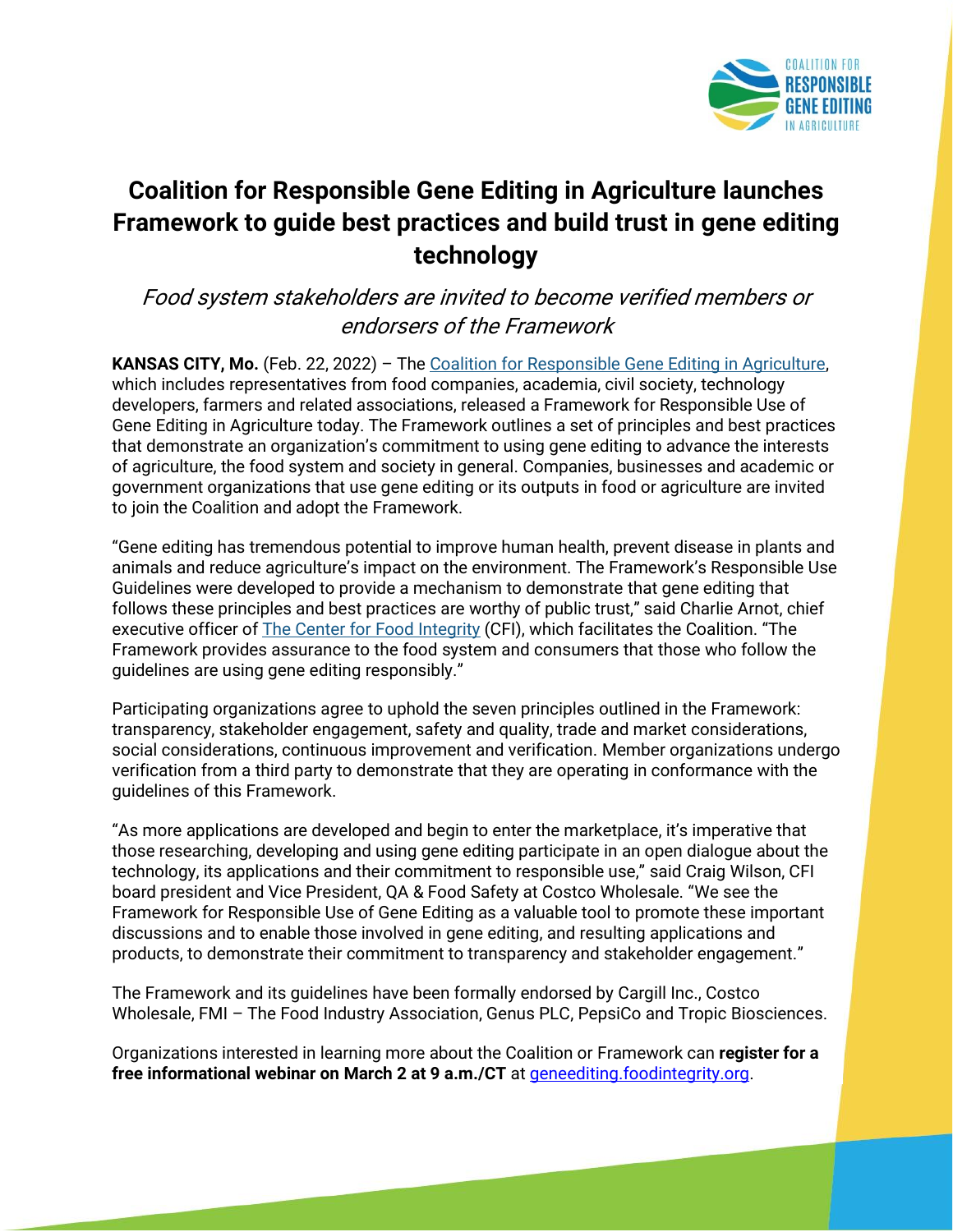# Coalition for Responsible Gene Editing in Agriculture launches Framework to guide best practices and build trust in gene editing technology

*Food system stakeholders are invited to become verified members or endorsers of the Framework*

**KANSAS CITY, Mo.** (Feb. 22, 2022) – The [Coalition for Responsible Gene Editing in Agriculture](), which includes representatives from food companies, academia, civil society, technology developers, farmers and related associations, released a Framework for Responsible Use of Gene Editing in Agriculture today. The Framework outlines a set of principles and best practices that demonstrate an organization's commitment to using gene editing to advance the interests of agriculture, the food system and society in general. Companies, businesses and academic or government organizations that use gene editing or its outputs in food or agriculture are invited to join the Coalition and adopt the Framework.

"Gene editing has tremendous potential to improve human health, prevent disease in plants and animals and reduce agriculture's impact on the environment. The Framework's Responsible Use Guidelines were developed to provide a mechanism to demonstrate that gene editing that follows these principles and best practices are worthy of public trust," said Charlie Arnot, chief executive officer of [The Center for Food Integrity]() (CFI), which facilitates the Coalition. "The Framework provides assurance to the food system and consumers that those who follow the guidelines are using gene editing responsibly."

Participating organizations agree to uphold the seven principles outlined in the Framework: transparency, stakeholder engagement, safety and quality, trade and market considerations, social considerations, continuous improvement and verification. Member organizations undergo verification from a third party to demonstrate that they are operating in conformance with the guidelines of this Framework.

"As more applications are developed and begin to enter the marketplace, it's imperative that those researching, developing and using gene editing participate in an open dialogue about the technology, its applications and their commitment to responsible use," said Craig Wilson, CFI board president and Vice President, QA & Food Safety at Costco Wholesale. "We see the Framework for Responsible Use of Gene Editing as a valuable tool to promote these important discussions and to enable those involved in gene editing, and resulting applications and products, to demonstrate their commitment to transparency and stakeholder engagement."

The Framework and its guidelines have been formally endorsed by Cargill Inc., Costco Wholesale, FMI – The Food Industry Association, Genus PLC, PepsiCo and Tropic Biosciences.

Organizations interested in learning more about the Coalition or Framework can **register for a free informational webinar on March 2 at 9 a.m./CT** at [geneediting.foodintegrity.org]().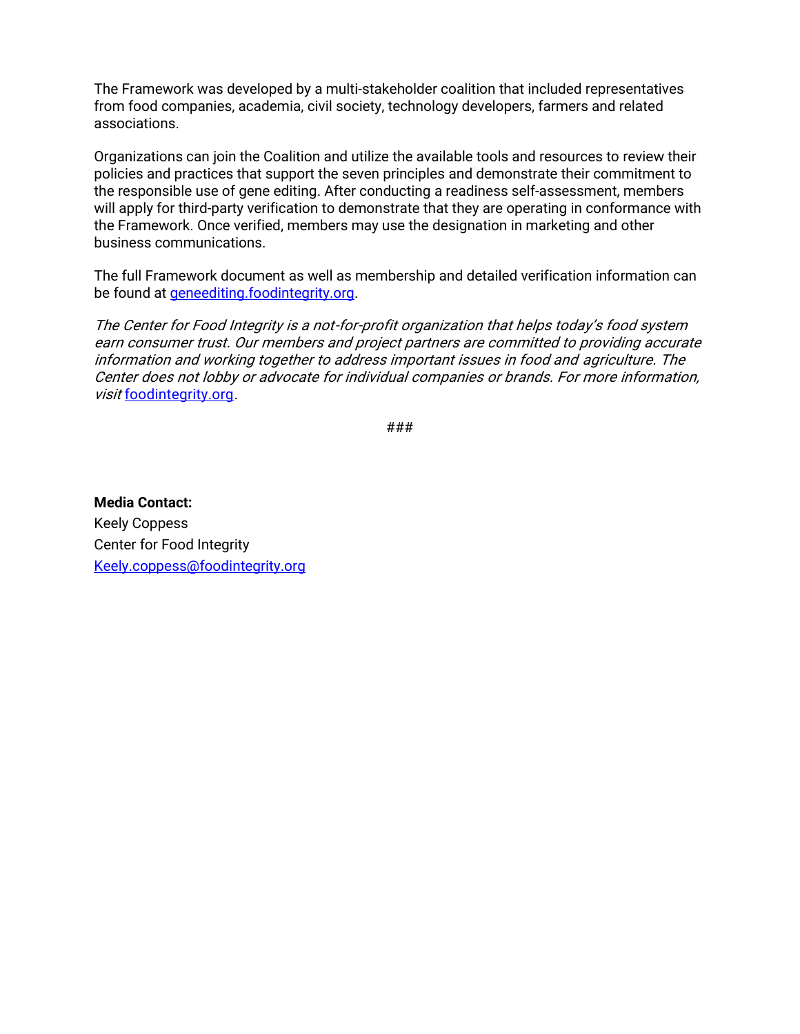The Framework was developed by a multi-stakeholder coalition that included representatives from food companies, academia, civil society, technology developers, farmers and related associations.

Organizations can join the Coalition and utilize the available tools and resources to review their policies and practices that support the seven principles and demonstrate their commitment to the responsible use of gene editing. After conducting a readiness self-assessment, members will apply for third-party verification to demonstrate that they are operating in conformance with the Framework. Once verified, members may use the designation in marketing and other business communications.

The full Framework document as well as membership and detailed verification information can be found at [geneediting.foodintegrity.org](geneediting.foodintegrity.org).

*The Center for Food Integrity is a not-for-profit organization that helps today's food system earn consumer trust. Our members and project partners are committed to providing accurate information and working together to address important issues in food and agriculture. The Center does not lobby or advocate for individual companies or brands. For more information, visit* [foodintegrity.org](foodintegrity.org).

###

**Media Contact:**
Keely Coppess
Center for Food Integrity
[Keely.coppess@foodintegrity.org](mailto:Keely.coppess@foodintegrity.org)